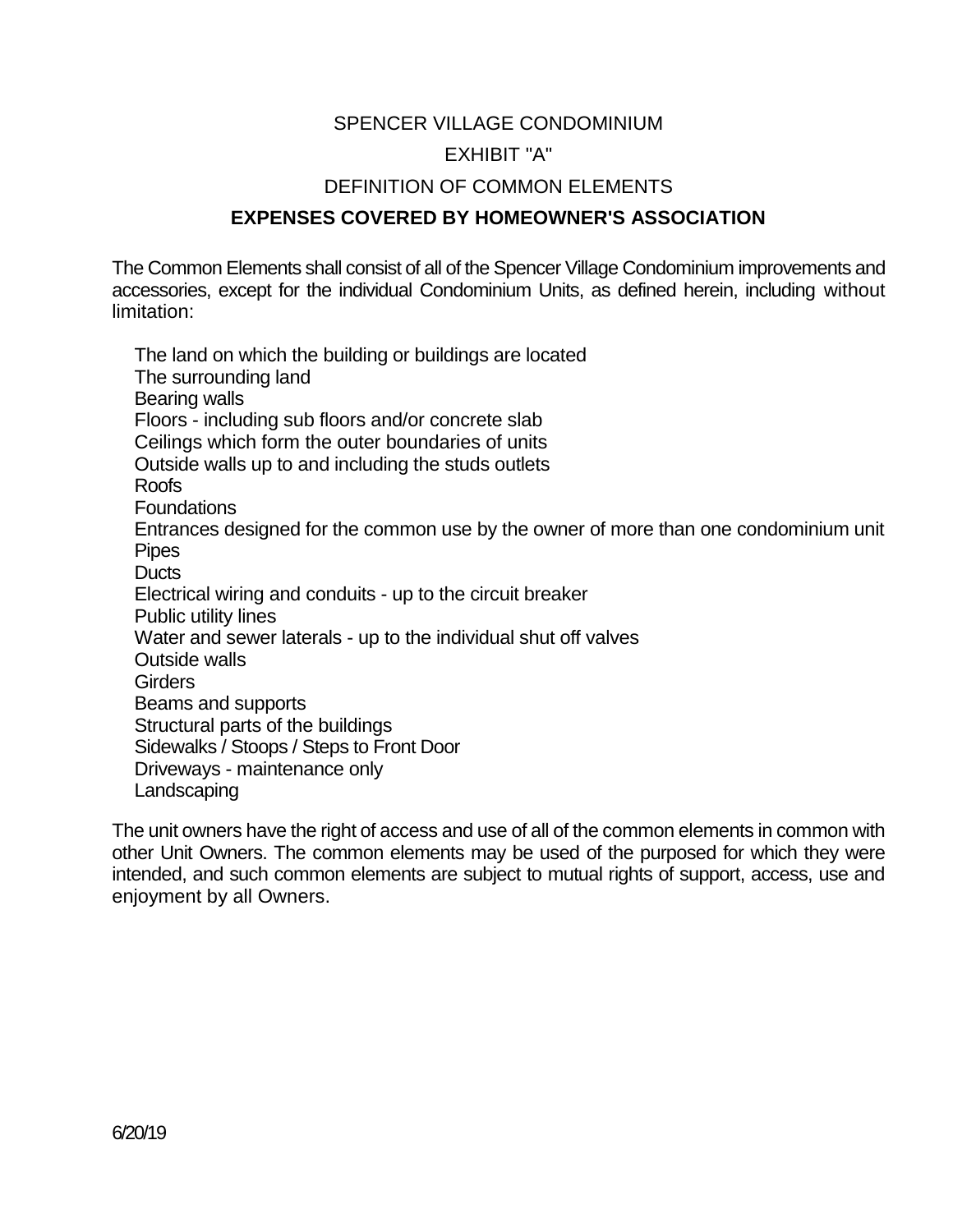# SPENCER VILLAGE CONDOMINIUM

## EXHIBIT "A"

## DEFINITION OF COMMON ELEMENTS

## EXPENSES COVERED BY HOMEOWNER'S ASSOCIATION

The Common Elements shall consist of all of the Spencer Village Condominium improvements and accessories, except for the individual Condominium Units, as defined herein, including without limitation:

- The land on which the building or buildings are located
- The surrounding land
- Bearing walls
- Floors - including sub floors and/or concrete slab
- Ceilings which form the outer boundaries of units
- Outside walls up to and including the studs outlets
- Roofs
- Foundations
- Entrances designed for the common use by the owner of more than one condominium unit
- Pipes
- Ducts
- Electrical wiring and conduits - up to the circuit breaker
- Public utility lines
- Water and sewer laterals - up to the individual shut off valves
- Outside walls
- Girders
- Beams and supports
- Structural parts of the buildings
- Sidewalks / Stoops / Steps to Front Door
- Driveways - maintenance only
- Landscaping

The unit owners have the right of access and use of all of the common elements in common with other Unit Owners. The common elements may be used of the purposed for which they were intended, and such common elements are subject to mutual rights of support, access, use and enjoyment by all Owners.

6/20/19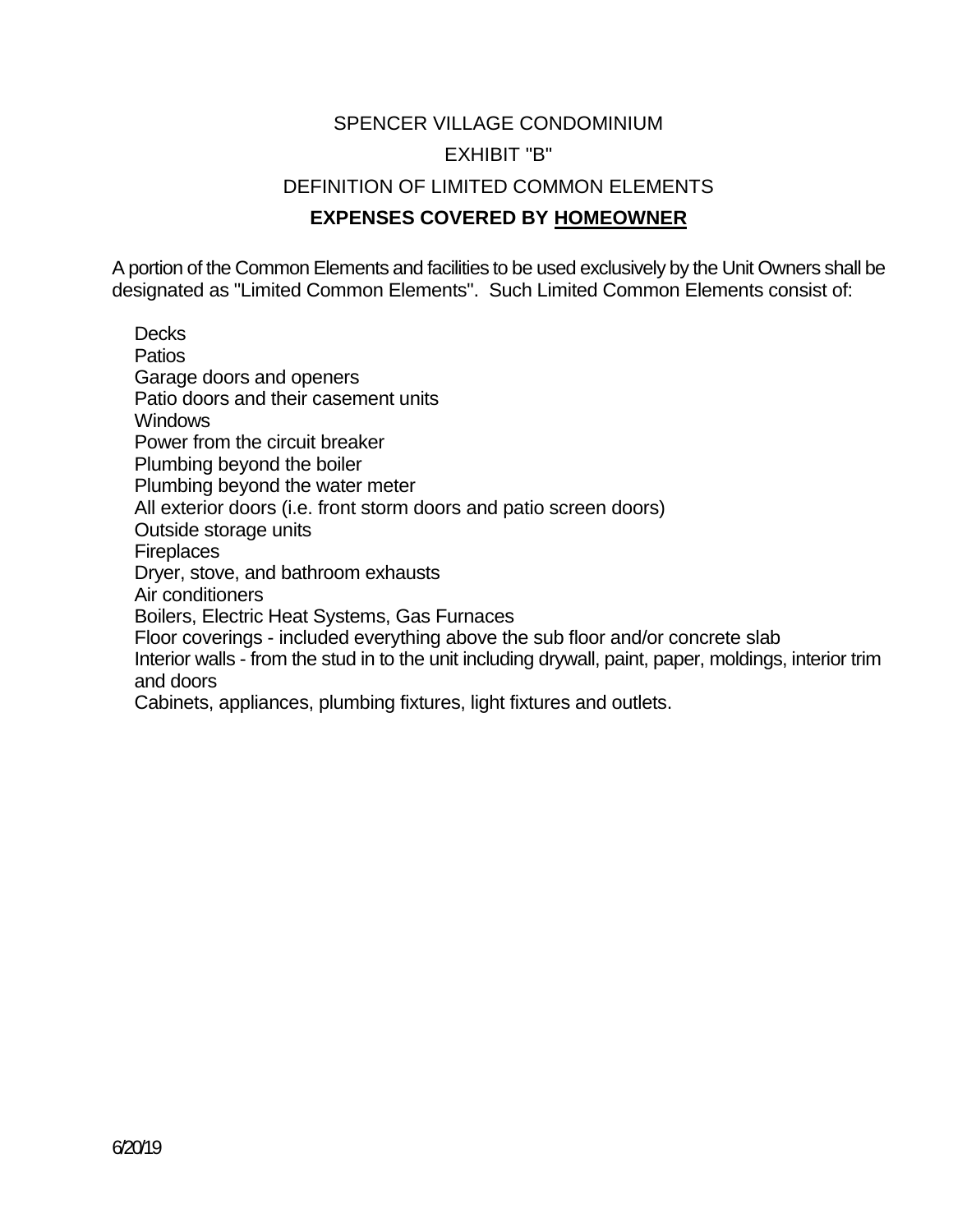# SPENCER VILLAGE CONDOMINIUM

## EXHIBIT "B"

## DEFINITION OF LIMITED COMMON ELEMENTS

## **EXPENSES COVERED BY <u>HOMEOWNER</u>**

A portion of the Common Elements and facilities to be used exclusively by the Unit Owners shall be designated as "Limited Common Elements". Such Limited Common Elements consist of:

- Decks
- Patios
- Garage doors and openers
- Patio doors and their casement units
- Windows
- Power from the circuit breaker
- Plumbing beyond the boiler
- Plumbing beyond the water meter
- All exterior doors (i.e. front storm doors and patio screen doors)
- Outside storage units
- Fireplaces
- Dryer, stove, and bathroom exhausts
- Air conditioners
- Boilers, Electric Heat Systems, Gas Furnaces
- Floor coverings - included everything above the sub floor and/or concrete slab
- Interior walls - from the stud in to the unit including drywall, paint, paper, moldings, interior trim and doors
- Cabinets, appliances, plumbing fixtures, light fixtures and outlets.

6/20/19